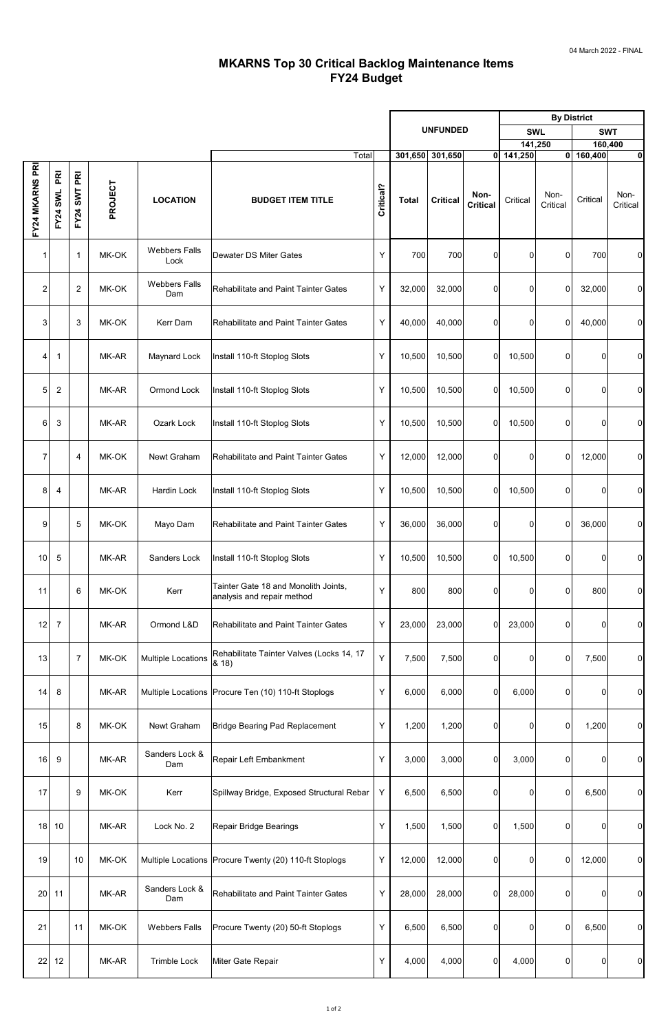04 March 2022 - FINAL

# MKARNS Top 30 Critical Backlog Maintenance Items
## FY24 Budget

| | | | | | | | UNFUNDED | | | By District | | | |
|---|---|---|---|---|---|---|---|---|---|---|---|---|---|
| | | | | | | | | | | SWL | | SWT | |
| | | | | | | | | | | 141,250 | | 160,400 | |
| | | | | | Total | | 301,650 | 301,650 | 0 | 141,250 | 0 | 160,400 | 0 |
| FY24 MKARNS PRI | FY24 SWL PRI | FY24 SWT PRI | PROJECT | LOCATION | BUDGET ITEM TITLE | Critical? | Total | Critical | Non-Critical | Critical | Non-Critical | Critical | Non-Critical |
| 1 | | 1 | MK-OK | Webbers Falls Lock | Dewater DS Miter Gates | Y | 700 | 700 | 0 | 0 | 0 | 700 | 0 |
| 2 | | 2 | MK-OK | Webbers Falls Dam | Rehabilitate and Paint Tainter Gates | Y | 32,000 | 32,000 | 0 | 0 | 0 | 32,000 | 0 |
| 3 | | 3 | MK-OK | Kerr Dam | Rehabilitate and Paint Tainter Gates | Y | 40,000 | 40,000 | 0 | 0 | 0 | 40,000 | 0 |
| 4 | 1 | | MK-AR | Maynard Lock | Install 110-ft Stoplog Slots | Y | 10,500 | 10,500 | 0 | 10,500 | 0 | 0 | 0 |
| 5 | 2 | | MK-AR | Ormond Lock | Install 110-ft Stoplog Slots | Y | 10,500 | 10,500 | 0 | 10,500 | 0 | 0 | 0 |
| 6 | 3 | | MK-AR | Ozark Lock | Install 110-ft Stoplog Slots | Y | 10,500 | 10,500 | 0 | 10,500 | 0 | 0 | 0 |
| 7 | | 4 | MK-OK | Newt Graham | Rehabilitate and Paint Tainter Gates | Y | 12,000 | 12,000 | 0 | 0 | 0 | 12,000 | 0 |
| 8 | 4 | | MK-AR | Hardin Lock | Install 110-ft Stoplog Slots | Y | 10,500 | 10,500 | 0 | 10,500 | 0 | 0 | 0 |
| 9 | | 5 | MK-OK | Mayo Dam | Rehabilitate and Paint Tainter Gates | Y | 36,000 | 36,000 | 0 | 0 | 0 | 36,000 | 0 |
| 10 | 5 | | MK-AR | Sanders Lock | Install 110-ft Stoplog Slots | Y | 10,500 | 10,500 | 0 | 10,500 | 0 | 0 | 0 |
| 11 | | 6 | MK-OK | Kerr | Tainter Gate 18 and Monolith Joints, analysis and repair method | Y | 800 | 800 | 0 | 0 | 0 | 800 | 0 |
| 12 | 7 | | MK-AR | Ormond L&D | Rehabilitate and Paint Tainter Gates | Y | 23,000 | 23,000 | 0 | 23,000 | 0 | 0 | 0 |
| 13 | | 7 | MK-OK | Multiple Locations | Rehabilitate Tainter Valves (Locks 14, 17 & 18) | Y | 7,500 | 7,500 | 0 | 0 | 0 | 7,500 | 0 |
| 14 | 8 | | MK-AR | Multiple Locations | Procure Ten (10) 110-ft Stoplogs | Y | 6,000 | 6,000 | 0 | 6,000 | 0 | 0 | 0 |
| 15 | | 8 | MK-OK | Newt Graham | Bridge Bearing Pad Replacement | Y | 1,200 | 1,200 | 0 | 0 | 0 | 1,200 | 0 |
| 16 | 9 | | MK-AR | Sanders Lock & Dam | Repair Left Embankment | Y | 3,000 | 3,000 | 0 | 3,000 | 0 | 0 | 0 |
| 17 | | 9 | MK-OK | Kerr | Spillway Bridge, Exposed Structural Rebar | Y | 6,500 | 6,500 | 0 | 0 | 0 | 6,500 | 0 |
| 18 | 10 | | MK-AR | Lock No. 2 | Repair Bridge Bearings | Y | 1,500 | 1,500 | 0 | 1,500 | 0 | 0 | 0 |
| 19 | | 10 | MK-OK | Multiple Locations | Procure Twenty (20) 110-ft Stoplogs | Y | 12,000 | 12,000 | 0 | 0 | 0 | 12,000 | 0 |
| 20 | 11 | | MK-AR | Sanders Lock & Dam | Rehabilitate and Paint Tainter Gates | Y | 28,000 | 28,000 | 0 | 28,000 | 0 | 0 | 0 |
| 21 | | 11 | MK-OK | Webbers Falls | Procure Twenty (20) 50-ft Stoplogs | Y | 6,500 | 6,500 | 0 | 0 | 0 | 6,500 | 0 |
| 22 | 12 | | MK-AR | Trimble Lock | Miter Gate Repair | Y | 4,000 | 4,000 | 0 | 4,000 | 0 | 0 | 0 |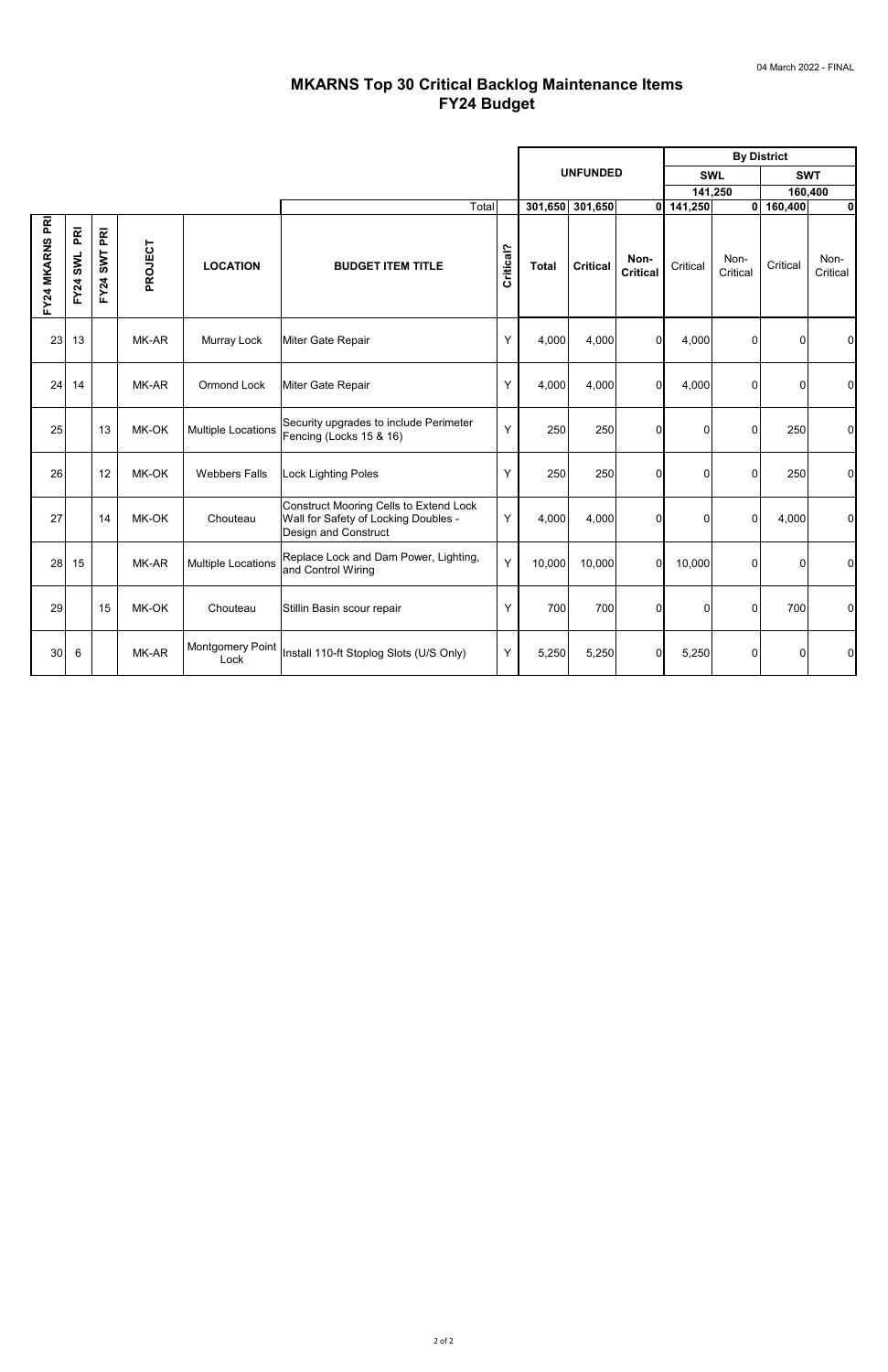04 March 2022 - FINAL

# MKARNS Top 30 Critical Backlog Maintenance Items
# FY24 Budget

| | | | | | | | UNFUNDED | | | By District | | | |
|---|---|---|---|---|---|---|---|---|---|---|---|---|---|
| | | | | | | | | | | SWL | | SWT | |
| | | | | | | | | | | 141,250 | | 160,400 | |
| | | | | | Total | | 301,650 | 301,650 | 0 | 141,250 | 0 | 160,400 | 0 |
| FY24 MKARNS PRI | FY24 SWL PRI | FY24 SWT PRI | PROJECT | LOCATION | BUDGET ITEM TITLE | Critical? | Total | Critical | Non-Critical | Critical | Non-Critical | Critical | Non-Critical |
| 23 | 13 | | MK-AR | Murray Lock | Miter Gate Repair | Y | 4,000 | 4,000 | 0 | 4,000 | 0 | 0 | 0 |
| 24 | 14 | | MK-AR | Ormond Lock | Miter Gate Repair | Y | 4,000 | 4,000 | 0 | 4,000 | 0 | 0 | 0 |
| 25 | | 13 | MK-OK | Multiple Locations | Security upgrades to include Perimeter Fencing (Locks 15 & 16) | Y | 250 | 250 | 0 | 0 | 0 | 250 | 0 |
| 26 | | 12 | MK-OK | Webbers Falls | Lock Lighting Poles | Y | 250 | 250 | 0 | 0 | 0 | 250 | 0 |
| 27 | | 14 | MK-OK | Chouteau | Construct Mooring Cells to Extend Lock Wall for Safety of Locking Doubles - Design and Construct | Y | 4,000 | 4,000 | 0 | 0 | 0 | 4,000 | 0 |
| 28 | 15 | | MK-AR | Multiple Locations | Replace Lock and Dam Power, Lighting, and Control Wiring | Y | 10,000 | 10,000 | 0 | 10,000 | 0 | 0 | 0 |
| 29 | | 15 | MK-OK | Chouteau | Stillin Basin scour repair | Y | 700 | 700 | 0 | 0 | 0 | 700 | 0 |
| 30 | 6 | | MK-AR | Montgomery Point Lock | Install 110-ft Stoplog Slots (U/S Only) | Y | 5,250 | 5,250 | 0 | 5,250 | 0 | 0 | 0 |